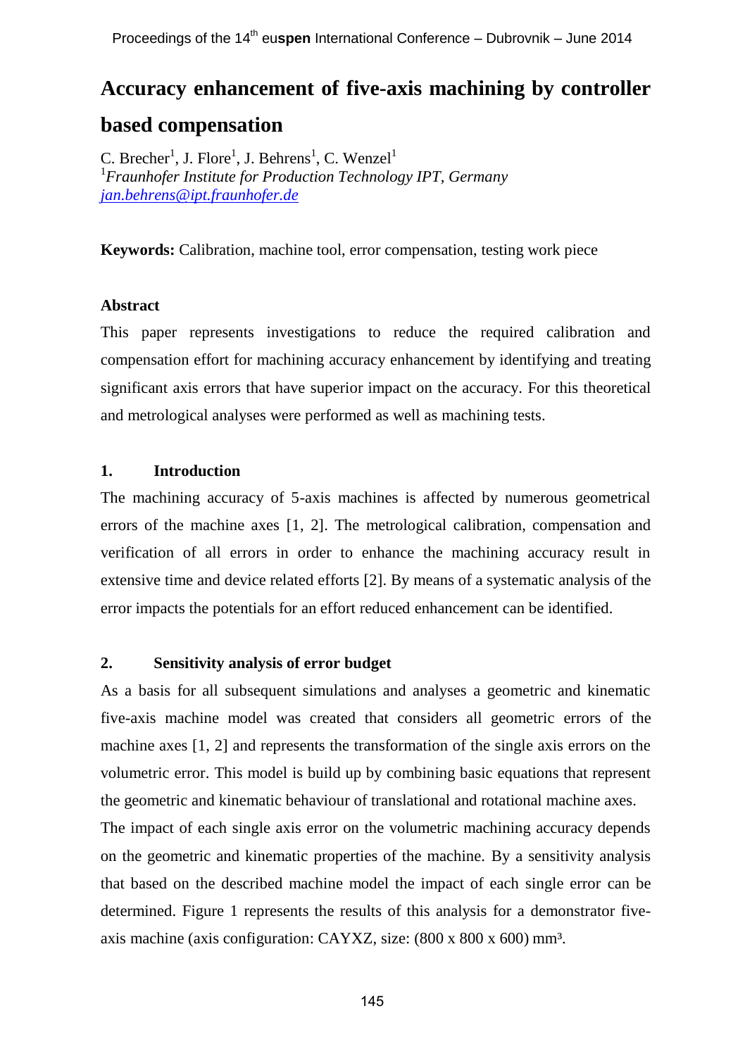# Accuracy enhancement of five-axis machining by controller based compensation

C. Brecher[1], J. Flore[1], J. Behrens[1], C. Wenzel[1]
[1]*Fraunhofer Institute for Production Technology IPT, Germany*
jan.behrens@ipt.fraunhofer.de

**Keywords:** Calibration, machine tool, error compensation, testing work piece

### Abstract

This paper represents investigations to reduce the required calibration and compensation effort for machining accuracy enhancement by identifying and treating significant axis errors that have superior impact on the accuracy. For this theoretical and metrological analyses were performed as well as machining tests.

## 1. Introduction

The machining accuracy of 5-axis machines is affected by numerous geometrical errors of the machine axes [1, 2]. The metrological calibration, compensation and verification of all errors in order to enhance the machining accuracy result in extensive time and device related efforts [2]. By means of a systematic analysis of the error impacts the potentials for an effort reduced enhancement can be identified.

## 2. Sensitivity analysis of error budget

As a basis for all subsequent simulations and analyses a geometric and kinematic five-axis machine model was created that considers all geometric errors of the machine axes [1, 2] and represents the transformation of the single axis errors on the volumetric error. This model is build up by combining basic equations that represent the geometric and kinematic behaviour of translational and rotational machine axes.

The impact of each single axis error on the volumetric machining accuracy depends on the geometric and kinematic properties of the machine. By a sensitivity analysis that based on the described machine model the impact of each single error can be determined. Figure 1 represents the results of this analysis for a demonstrator five-axis machine (axis configuration: CAYXZ, size: (800 x 800 x 600) mm³.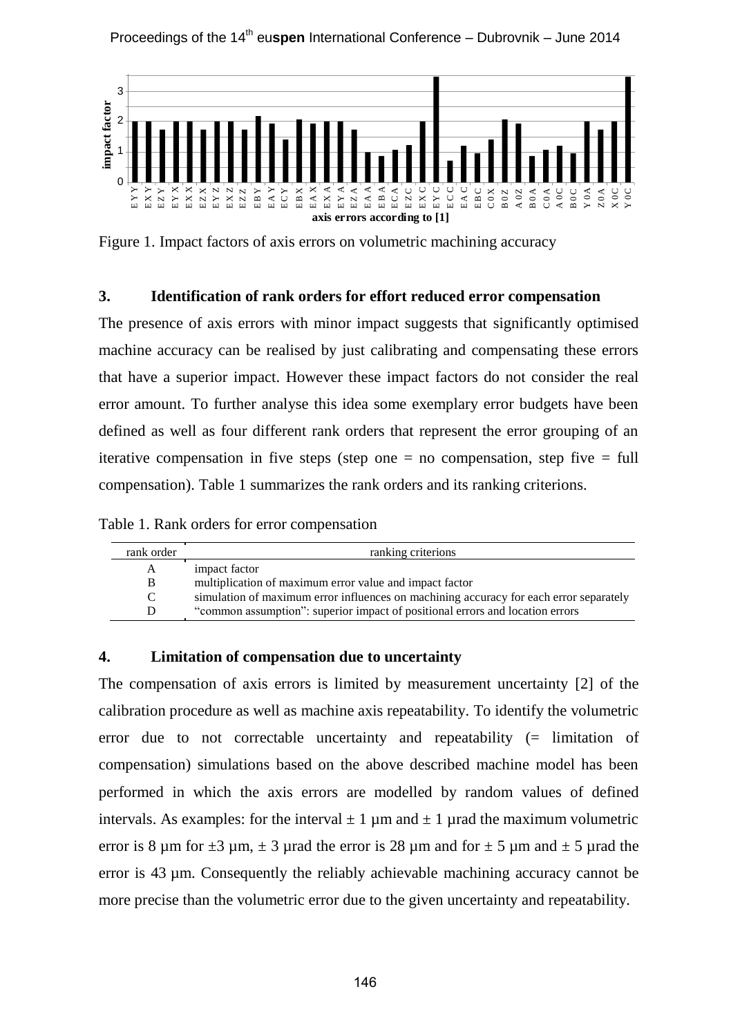Figure 1. Impact factors of axis errors on volumetric machining accuracy

## 3. Identification of rank orders for effort reduced error compensation

The presence of axis errors with minor impact suggests that significantly optimised machine accuracy can be realised by just calibrating and compensating these errors that have a superior impact. However these impact factors do not consider the real error amount. To further analyse this idea some exemplary error budgets have been defined as well as four different rank orders that represent the error grouping of an iterative compensation in five steps (step one = no compensation, step five = full compensation). Table 1 summarizes the rank orders and its ranking criterions.

Table 1. Rank orders for error compensation

| rank order | ranking criterions |
|---|---|
| A | impact factor |
| B | multiplication of maximum error value and impact factor |
| C | simulation of maximum error influences on machining accuracy for each error separately |
| D | "common assumption": superior impact of positional errors and location errors |

## 4. Limitation of compensation due to uncertainty

The compensation of axis errors is limited by measurement uncertainty [2] of the calibration procedure as well as machine axis repeatability. To identify the volumetric error due to not correctable uncertainty and repeatability (= limitation of compensation) simulations based on the above described machine model has been performed in which the axis errors are modelled by random values of defined intervals. As examples: for the interval ± 1 µm and ± 1 µrad the maximum volumetric error is 8 µm for ±3 µm, ± 3 µrad the error is 28 µm and for ± 5 µm and ± 5 µrad the error is 43 µm. Consequently the reliably achievable machining accuracy cannot be more precise than the volumetric error due to the given uncertainty and repeatability.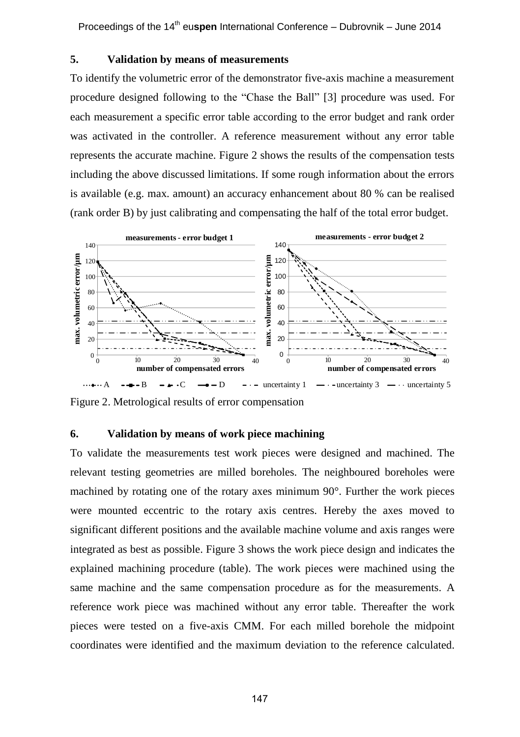## 5. Validation by means of measurements

To identify the volumetric error of the demonstrator five-axis machine a measurement procedure designed following to the "Chase the Ball" [3] procedure was used. For each measurement a specific error table according to the error budget and rank order was activated in the controller. A reference measurement without any error table represents the accurate machine. Figure 2 shows the results of the compensation tests including the above discussed limitations. If some rough information about the errors is available (e.g. max. amount) an accuracy enhancement about 80 % can be realised (rank order B) by just calibrating and compensating the half of the total error budget.

Figure 2. Metrological results of error compensation

## 6. Validation by means of work piece machining

To validate the measurements test work pieces were designed and machined. The relevant testing geometries are milled boreholes. The neighboured boreholes were machined by rotating one of the rotary axes minimum 90°. Further the work pieces were mounted eccentric to the rotary axis centres. Hereby the axes moved to significant different positions and the available machine volume and axis ranges were integrated as best as possible. Figure 3 shows the work piece design and indicates the explained machining procedure (table). The work pieces were machined using the same machine and the same compensation procedure as for the measurements. A reference work piece was machined without any error table. Thereafter the work pieces were tested on a five-axis CMM. For each milled borehole the midpoint coordinates were identified and the maximum deviation to the reference calculated.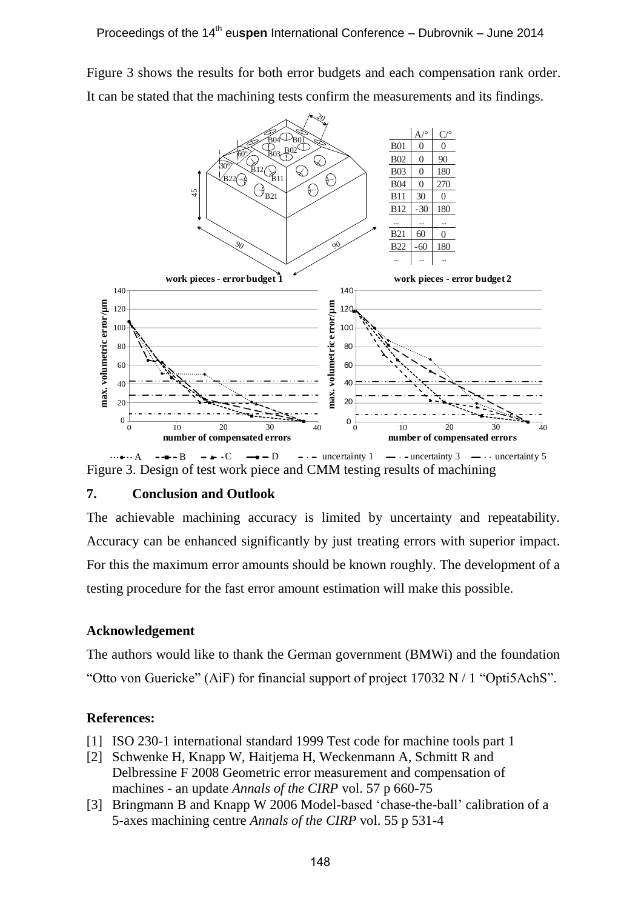Figure 3 shows the results for both error budgets and each compensation rank order. It can be stated that the machining tests confirm the measurements and its findings.

20
B04 B01
B03 B02
60°
30°
B12
B22 B11
B21
45
90
90

| | A/° | C/° |
|---|---|---|
| B01 | 0 | 0 |
| B02 | 0 | 90 |
| B03 | 0 | 180 |
| B04 | 0 | 270 |
| B11 | 30 | 0 |
| B12 | -30 | 180 |
| ... | ... | ... |
| B21 | 60 | 0 |
| B22 | -60 | 180 |
| ... | ... | ... |

work pieces - error budget 1

max. volumetric error/µm
0 20 40 60 80 100 120 140
number of compensated errors
0 10 20 30 40

work pieces - error budget 2

max. volumetric error/µm
0 20 40 60 80 100 120 140
number of compensated errors
0 10 20 30 40

A B C D uncertainty 1 uncertainty 3 uncertainty 5

Figure 3. Design of test work piece and CMM testing results of machining

## 7. Conclusion and Outlook

The achievable machining accuracy is limited by uncertainty and repeatability. Accuracy can be enhanced significantly by just treating errors with superior impact. For this the maximum error amounts should be known roughly. The development of a testing procedure for the fast error amount estimation will make this possible.

### Acknowledgement

The authors would like to thank the German government (BMWi) and the foundation "Otto von Guericke" (AiF) for financial support of project 17032 N / 1 "Opti5AchS".

### References:

[1] ISO 230-1 international standard 1999 Test code for machine tools part 1

[2] Schwenke H, Knapp W, Haitjema H, Weckenmann A, Schmitt R and Delbressine F 2008 Geometric error measurement and compensation of machines - an update *Annals of the CIRP* vol. 57 p 660-75

[3] Bringmann B and Knapp W 2006 Model-based 'chase-the-ball' calibration of a 5-axes machining centre *Annals of the CIRP* vol. 55 p 531-4